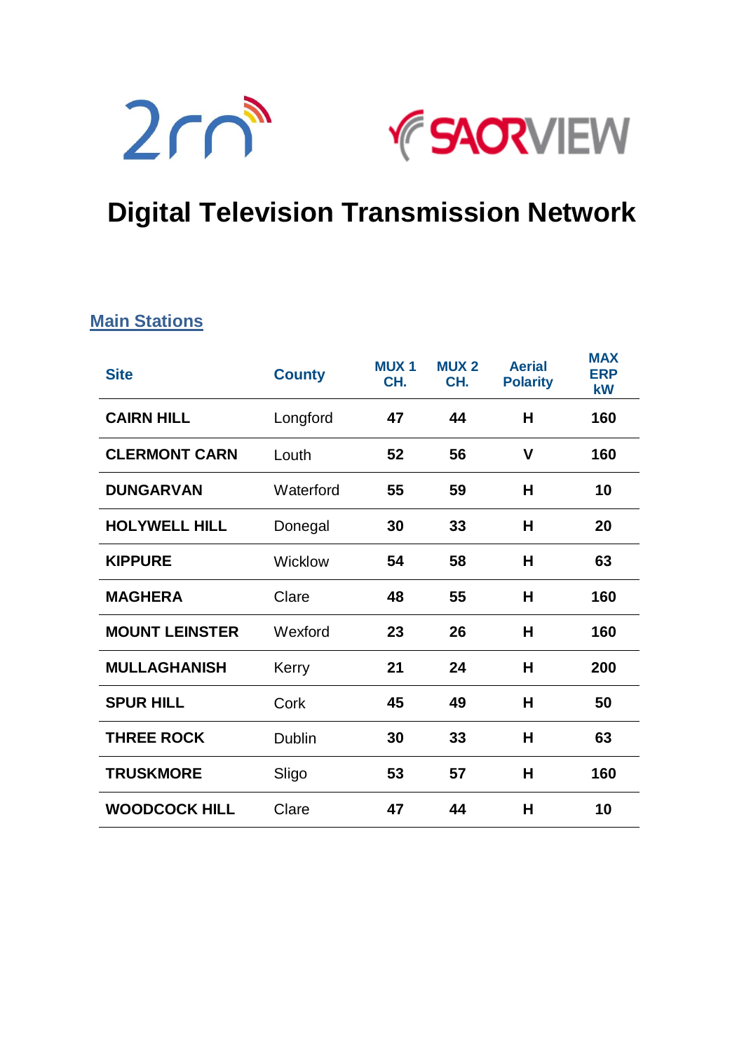# Digital Television Transmission Network

## Main Stations

| Site | County | MUX 1 CH. | MUX 2 CH. | Aerial Polarity | MAX ERP kW |
|---|---|---|---|---|---|
| **CAIRN HILL** | Longford | **47** | **44** | **H** | **160** |
| **CLERMONT CARN** | Louth | **52** | **56** | **V** | **160** |
| **DUNGARVAN** | Waterford | **55** | **59** | **H** | **10** |
| **HOLYWELL HILL** | Donegal | **30** | **33** | **H** | **20** |
| **KIPPURE** | Wicklow | **54** | **58** | **H** | **63** |
| **MAGHERA** | Clare | **48** | **55** | **H** | **160** |
| **MOUNT LEINSTER** | Wexford | **23** | **26** | **H** | **160** |
| **MULLAGHANISH** | Kerry | **21** | **24** | **H** | **200** |
| **SPUR HILL** | Cork | **45** | **49** | **H** | **50** |
| **THREE ROCK** | Dublin | **30** | **33** | **H** | **63** |
| **TRUSKMORE** | Sligo | **53** | **57** | **H** | **160** |
| **WOODCOCK HILL** | Clare | **47** | **44** | **H** | **10** |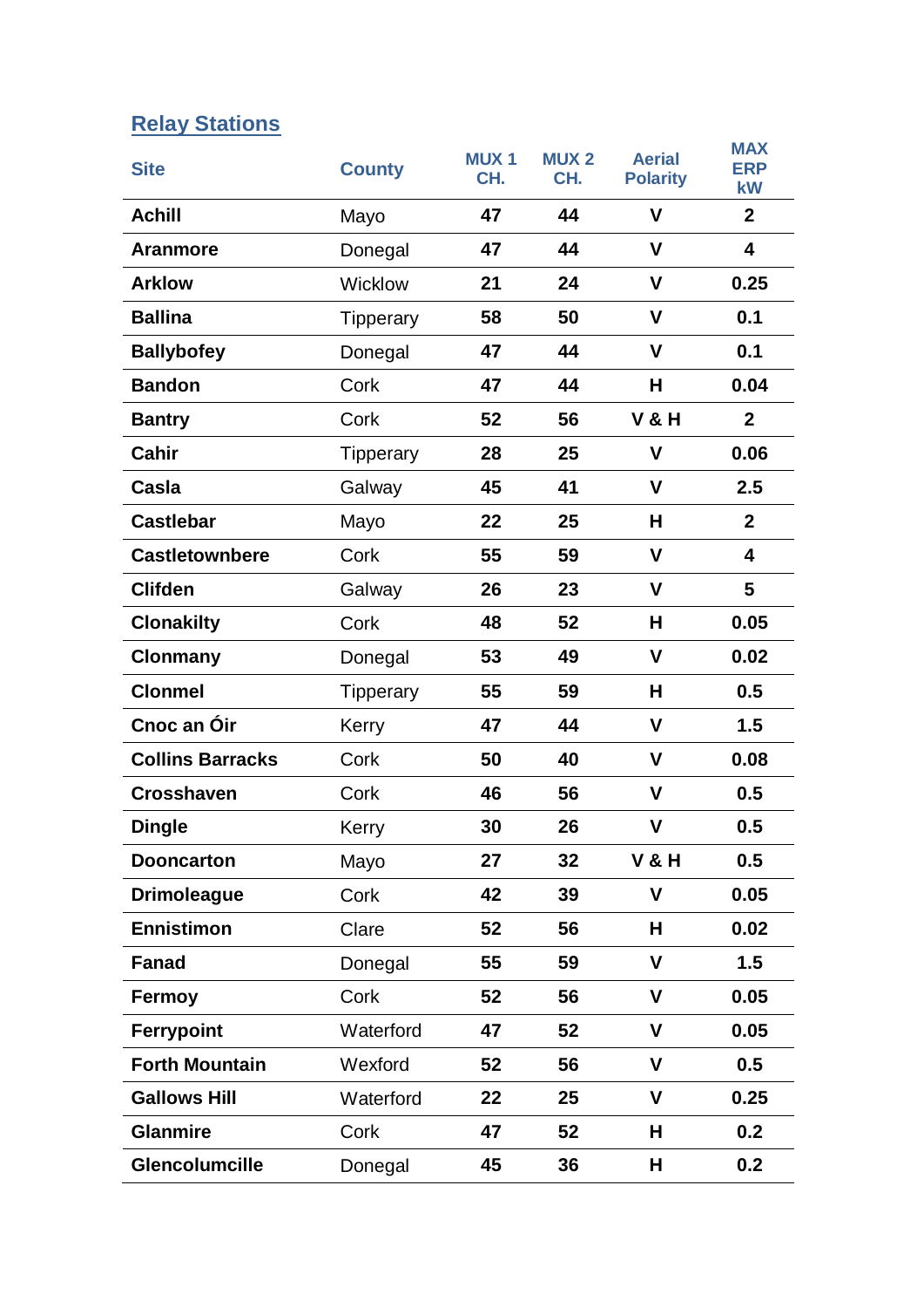## Relay Stations

| Site | County | MUX 1 CH. | MUX 2 CH. | Aerial Polarity | MAX ERP kW |
|---|---|---|---|---|---|
| **Achill** | Mayo | **47** | **44** | **V** | **2** |
| **Aranmore** | Donegal | **47** | **44** | **V** | **4** |
| **Arklow** | Wicklow | **21** | **24** | **V** | **0.25** |
| **Ballina** | Tipperary | **58** | **50** | **V** | **0.1** |
| **Ballybofey** | Donegal | **47** | **44** | **V** | **0.1** |
| **Bandon** | Cork | **47** | **44** | **H** | **0.04** |
| **Bantry** | Cork | **52** | **56** | **V & H** | **2** |
| **Cahir** | Tipperary | **28** | **25** | **V** | **0.06** |
| **Casla** | Galway | **45** | **41** | **V** | **2.5** |
| **Castlebar** | Mayo | **22** | **25** | **H** | **2** |
| **Castletownbere** | Cork | **55** | **59** | **V** | **4** |
| **Clifden** | Galway | **26** | **23** | **V** | **5** |
| **Clonakilty** | Cork | **48** | **52** | **H** | **0.05** |
| **Clonmany** | Donegal | **53** | **49** | **V** | **0.02** |
| **Clonmel** | Tipperary | **55** | **59** | **H** | **0.5** |
| **Cnoc an Óir** | Kerry | **47** | **44** | **V** | **1.5** |
| **Collins Barracks** | Cork | **50** | **40** | **V** | **0.08** |
| **Crosshaven** | Cork | **46** | **56** | **V** | **0.5** |
| **Dingle** | Kerry | **30** | **26** | **V** | **0.5** |
| **Dooncarton** | Mayo | **27** | **32** | **V & H** | **0.5** |
| **Drimoleague** | Cork | **42** | **39** | **V** | **0.05** |
| **Ennistimon** | Clare | **52** | **56** | **H** | **0.02** |
| **Fanad** | Donegal | **55** | **59** | **V** | **1.5** |
| **Fermoy** | Cork | **52** | **56** | **V** | **0.05** |
| **Ferrypoint** | Waterford | **47** | **52** | **V** | **0.05** |
| **Forth Mountain** | Wexford | **52** | **56** | **V** | **0.5** |
| **Gallows Hill** | Waterford | **22** | **25** | **V** | **0.25** |
| **Glanmire** | Cork | **47** | **52** | **H** | **0.2** |
| **Glencolumcille** | Donegal | **45** | **36** | **H** | **0.2** |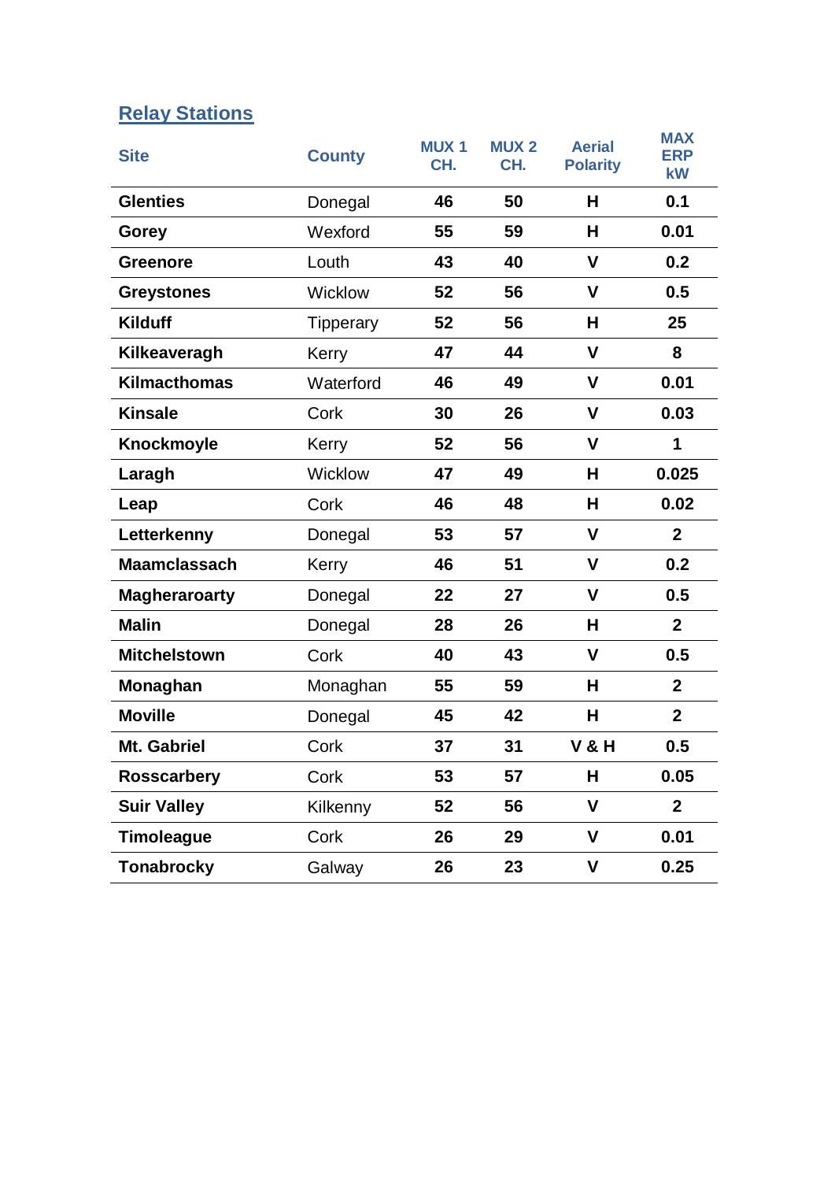## Relay Stations

| Site | County | MUX 1 CH. | MUX 2 CH. | Aerial Polarity | MAX ERP kW |
|---|---|---|---|---|---|
| **Glenties** | Donegal | **46** | **50** | **H** | **0.1** |
| **Gorey** | Wexford | **55** | **59** | **H** | **0.01** |
| **Greenore** | Louth | **43** | **40** | **V** | **0.2** |
| **Greystones** | Wicklow | **52** | **56** | **V** | **0.5** |
| **Kilduff** | Tipperary | **52** | **56** | **H** | **25** |
| **Kilkeaveragh** | Kerry | **47** | **44** | **V** | **8** |
| **Kilmacthomas** | Waterford | **46** | **49** | **V** | **0.01** |
| **Kinsale** | Cork | **30** | **26** | **V** | **0.03** |
| **Knockmoyle** | Kerry | **52** | **56** | **V** | **1** |
| **Laragh** | Wicklow | **47** | **49** | **H** | **0.025** |
| **Leap** | Cork | **46** | **48** | **H** | **0.02** |
| **Letterkenny** | Donegal | **53** | **57** | **V** | **2** |
| **Maamclassach** | Kerry | **46** | **51** | **V** | **0.2** |
| **Magheraroarty** | Donegal | **22** | **27** | **V** | **0.5** |
| **Malin** | Donegal | **28** | **26** | **H** | **2** |
| **Mitchelstown** | Cork | **40** | **43** | **V** | **0.5** |
| **Monaghan** | Monaghan | **55** | **59** | **H** | **2** |
| **Moville** | Donegal | **45** | **42** | **H** | **2** |
| **Mt. Gabriel** | Cork | **37** | **31** | **V & H** | **0.5** |
| **Rosscarbery** | Cork | **53** | **57** | **H** | **0.05** |
| **Suir Valley** | Kilkenny | **52** | **56** | **V** | **2** |
| **Timoleague** | Cork | **26** | **29** | **V** | **0.01** |
| **Tonabrocky** | Galway | **26** | **23** | **V** | **0.25** |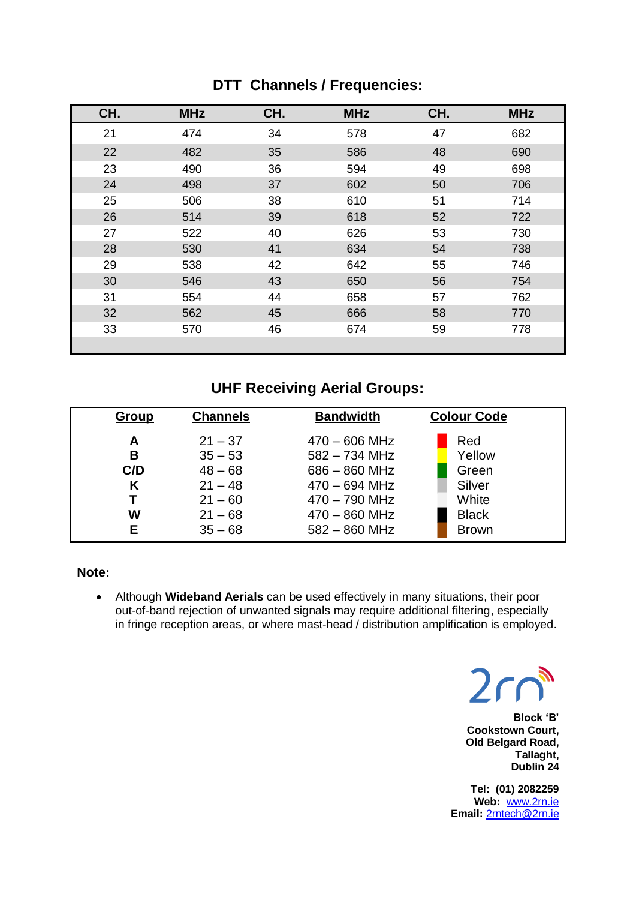## DTT Channels / Frequencies:

| CH. | MHz | CH. | MHz | CH. | MHz |
|---|---|---|---|---|---|
| 21 | 474 | 34 | 578 | 47 | 682 |
| 22 | 482 | 35 | 586 | 48 | 690 |
| 23 | 490 | 36 | 594 | 49 | 698 |
| 24 | 498 | 37 | 602 | 50 | 706 |
| 25 | 506 | 38 | 610 | 51 | 714 |
| 26 | 514 | 39 | 618 | 52 | 722 |
| 27 | 522 | 40 | 626 | 53 | 730 |
| 28 | 530 | 41 | 634 | 54 | 738 |
| 29 | 538 | 42 | 642 | 55 | 746 |
| 30 | 546 | 43 | 650 | 56 | 754 |
| 31 | 554 | 44 | 658 | 57 | 762 |
| 32 | 562 | 45 | 666 | 58 | 770 |
| 33 | 570 | 46 | 674 | 59 | 778 |

## UHF Receiving Aerial Groups:

| Group | Channels | Bandwidth | Colour Code |
|---|---|---|---|
| **A** | 21 – 37 | 470 – 606 MHz | Red |
| **B** | 35 – 53 | 582 – 734 MHz | Yellow |
| **C/D** | 48 – 68 | 686 – 860 MHz | Green |
| **K** | 21 – 48 | 470 – 694 MHz | Silver |
| **T** | 21 – 60 | 470 – 790 MHz | White |
| **W** | 21 – 68 | 470 – 860 MHz | Black |
| **E** | 35 – 68 | 582 – 860 MHz | Brown |

**Note:**

- Although **Wideband Aerials** can be used effectively in many situations, their poor out-of-band rejection of unwanted signals may require additional filtering, especially in fringe reception areas, or where mast-head / distribution amplification is employed.

2rn

**Block 'B'**
**Cookstown Court,**
**Old Belgard Road,**
**Tallaght,**
**Dublin 24**

**Tel: (01) 2082259**
**Web:** www.2rn.ie
**Email:** 2rntech@2rn.ie